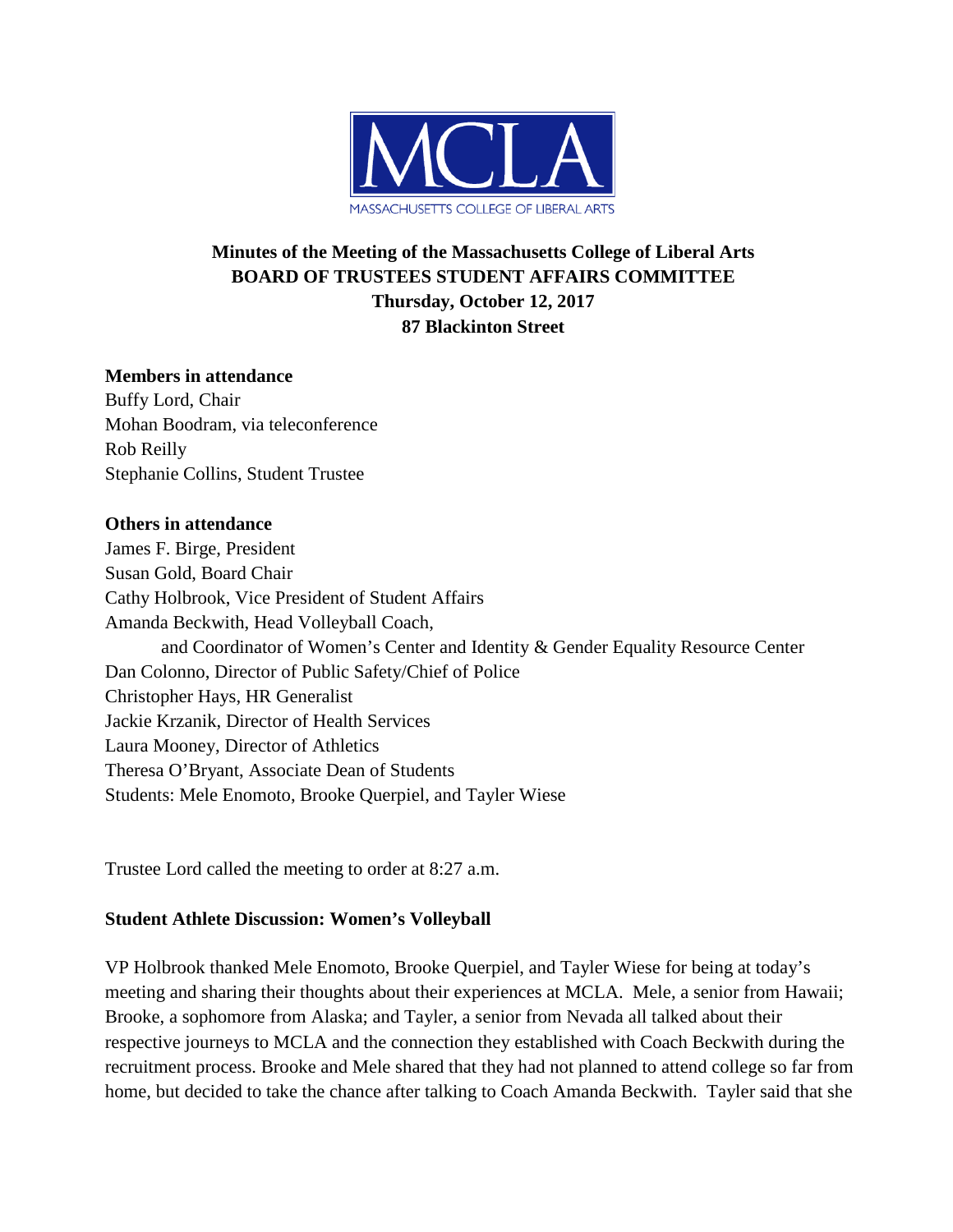MCLA

MASSACHUSETTS COLLEGE OF LIBERAL ARTS

**Minutes of the Meeting of the Massachusetts College of Liberal Arts**
**BOARD OF TRUSTEES STUDENT AFFAIRS COMMITTEE**
**Thursday, October 12, 2017**
**87 Blackinton Street**

**Members in attendance**
Buffy Lord, Chair
Mohan Boodram, via teleconference
Rob Reilly
Stephanie Collins, Student Trustee

**Others in attendance**
James F. Birge, President
Susan Gold, Board Chair
Cathy Holbrook, Vice President of Student Affairs
Amanda Beckwith, Head Volleyball Coach,
and Coordinator of Women's Center and Identity & Gender Equality Resource Center
Dan Colonno, Director of Public Safety/Chief of Police
Christopher Hays, HR Generalist
Jackie Krzanik, Director of Health Services
Laura Mooney, Director of Athletics
Theresa O'Bryant, Associate Dean of Students
Students: Mele Enomoto, Brooke Querpiel, and Tayler Wiese

Trustee Lord called the meeting to order at 8:27 a.m.

**Student Athlete Discussion: Women's Volleyball**

VP Holbrook thanked Mele Enomoto, Brooke Querpiel, and Tayler Wiese for being at today's meeting and sharing their thoughts about their experiences at MCLA. Mele, a senior from Hawaii; Brooke, a sophomore from Alaska; and Tayler, a senior from Nevada all talked about their respective journeys to MCLA and the connection they established with Coach Beckwith during the recruitment process. Brooke and Mele shared that they had not planned to attend college so far from home, but decided to take the chance after talking to Coach Amanda Beckwith. Tayler said that she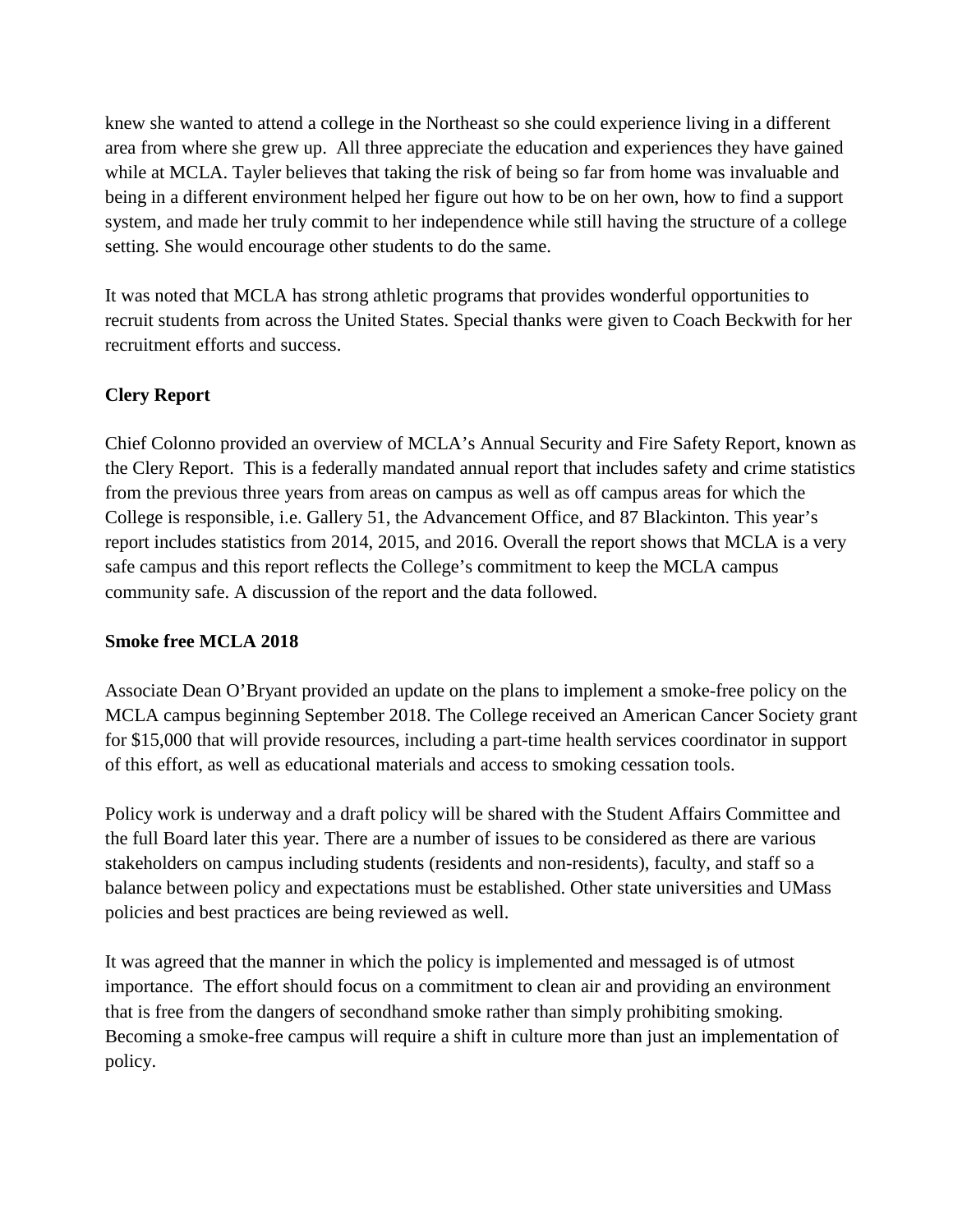knew she wanted to attend a college in the Northeast so she could experience living in a different area from where she grew up. All three appreciate the education and experiences they have gained while at MCLA. Tayler believes that taking the risk of being so far from home was invaluable and being in a different environment helped her figure out how to be on her own, how to find a support system, and made her truly commit to her independence while still having the structure of a college setting. She would encourage other students to do the same.

It was noted that MCLA has strong athletic programs that provides wonderful opportunities to recruit students from across the United States. Special thanks were given to Coach Beckwith for her recruitment efforts and success.

**Clery Report**

Chief Colonno provided an overview of MCLA's Annual Security and Fire Safety Report, known as the Clery Report. This is a federally mandated annual report that includes safety and crime statistics from the previous three years from areas on campus as well as off campus areas for which the College is responsible, i.e. Gallery 51, the Advancement Office, and 87 Blackinton. This year's report includes statistics from 2014, 2015, and 2016. Overall the report shows that MCLA is a very safe campus and this report reflects the College's commitment to keep the MCLA campus community safe. A discussion of the report and the data followed.

**Smoke free MCLA 2018**

Associate Dean O'Bryant provided an update on the plans to implement a smoke-free policy on the MCLA campus beginning September 2018. The College received an American Cancer Society grant for $15,000 that will provide resources, including a part-time health services coordinator in support of this effort, as well as educational materials and access to smoking cessation tools.

Policy work is underway and a draft policy will be shared with the Student Affairs Committee and the full Board later this year. There are a number of issues to be considered as there are various stakeholders on campus including students (residents and non-residents), faculty, and staff so a balance between policy and expectations must be established. Other state universities and UMass policies and best practices are being reviewed as well.

It was agreed that the manner in which the policy is implemented and messaged is of utmost importance. The effort should focus on a commitment to clean air and providing an environment that is free from the dangers of secondhand smoke rather than simply prohibiting smoking. Becoming a smoke-free campus will require a shift in culture more than just an implementation of policy.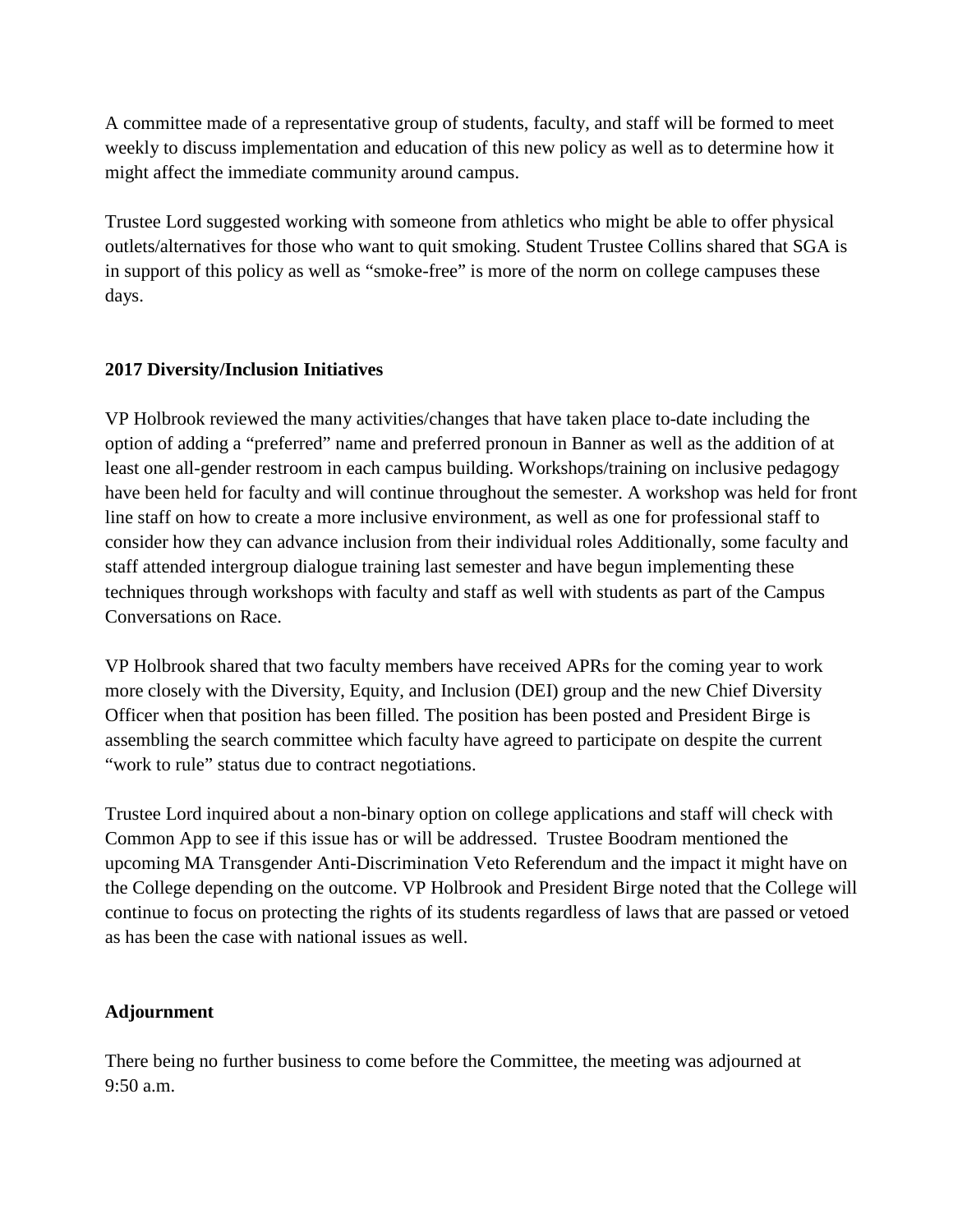A committee made of a representative group of students, faculty, and staff will be formed to meet weekly to discuss implementation and education of this new policy as well as to determine how it might affect the immediate community around campus.

Trustee Lord suggested working with someone from athletics who might be able to offer physical outlets/alternatives for those who want to quit smoking. Student Trustee Collins shared that SGA is in support of this policy as well as "smoke-free" is more of the norm on college campuses these days.

**2017 Diversity/Inclusion Initiatives**

VP Holbrook reviewed the many activities/changes that have taken place to-date including the option of adding a "preferred" name and preferred pronoun in Banner as well as the addition of at least one all-gender restroom in each campus building. Workshops/training on inclusive pedagogy have been held for faculty and will continue throughout the semester. A workshop was held for front line staff on how to create a more inclusive environment, as well as one for professional staff to consider how they can advance inclusion from their individual roles Additionally, some faculty and staff attended intergroup dialogue training last semester and have begun implementing these techniques through workshops with faculty and staff as well with students as part of the Campus Conversations on Race.

VP Holbrook shared that two faculty members have received APRs for the coming year to work more closely with the Diversity, Equity, and Inclusion (DEI) group and the new Chief Diversity Officer when that position has been filled. The position has been posted and President Birge is assembling the search committee which faculty have agreed to participate on despite the current "work to rule" status due to contract negotiations.

Trustee Lord inquired about a non-binary option on college applications and staff will check with Common App to see if this issue has or will be addressed. Trustee Boodram mentioned the upcoming MA Transgender Anti-Discrimination Veto Referendum and the impact it might have on the College depending on the outcome. VP Holbrook and President Birge noted that the College will continue to focus on protecting the rights of its students regardless of laws that are passed or vetoed as has been the case with national issues as well.

**Adjournment**

There being no further business to come before the Committee, the meeting was adjourned at 9:50 a.m.